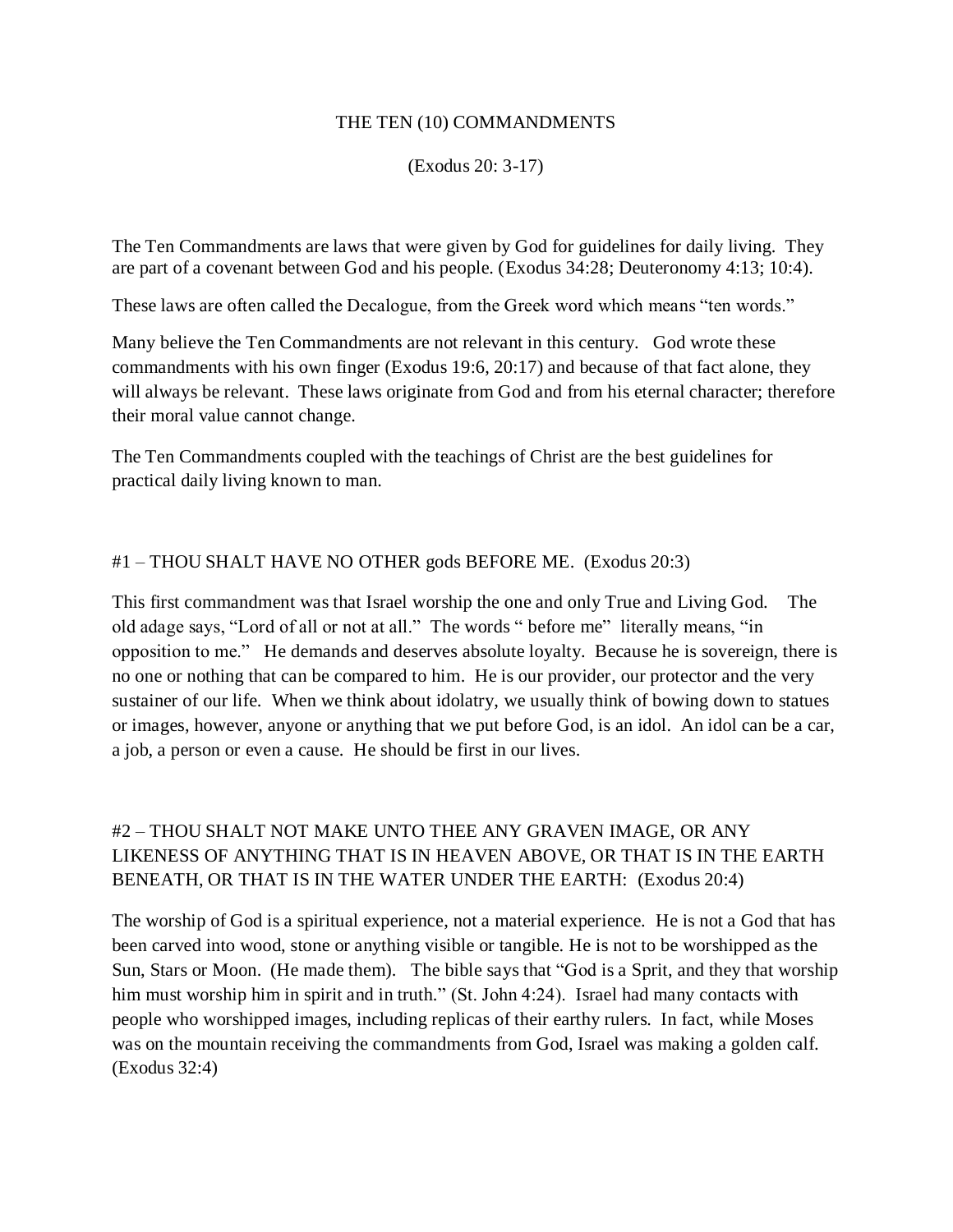# THE TEN (10) COMMANDMENTS

(Exodus 20: 3-17)

The Ten Commandments are laws that were given by God for guidelines for daily living. They are part of a covenant between God and his people. (Exodus 34:28; Deuteronomy 4:13; 10:4).

These laws are often called the Decalogue, from the Greek word which means "ten words."

Many believe the Ten Commandments are not relevant in this century. God wrote these commandments with his own finger (Exodus 19:6, 20:17) and because of that fact alone, they will always be relevant. These laws originate from God and from his eternal character; therefore their moral value cannot change.

The Ten Commandments coupled with the teachings of Christ are the best guidelines for practical daily living known to man.

## #1 – THOU SHALT HAVE NO OTHER gods BEFORE ME. (Exodus 20:3)

This first commandment was that Israel worship the one and only True and Living God. The old adage says, "Lord of all or not at all." The words " before me" literally means, "in opposition to me." He demands and deserves absolute loyalty. Because he is sovereign, there is no one or nothing that can be compared to him. He is our provider, our protector and the very sustainer of our life. When we think about idolatry, we usually think of bowing down to statues or images, however, anyone or anything that we put before God, is an idol. An idol can be a car, a job, a person or even a cause. He should be first in our lives.

## #2 – THOU SHALT NOT MAKE UNTO THEE ANY GRAVEN IMAGE, OR ANY LIKENESS OF ANYTHING THAT IS IN HEAVEN ABOVE, OR THAT IS IN THE EARTH BENEATH, OR THAT IS IN THE WATER UNDER THE EARTH: (Exodus 20:4)

The worship of God is a spiritual experience, not a material experience. He is not a God that has been carved into wood, stone or anything visible or tangible. He is not to be worshipped as the Sun, Stars or Moon. (He made them). The bible says that "God is a Sprit, and they that worship him must worship him in spirit and in truth." (St. John 4:24). Israel had many contacts with people who worshipped images, including replicas of their earthy rulers. In fact, while Moses was on the mountain receiving the commandments from God, Israel was making a golden calf. (Exodus 32:4)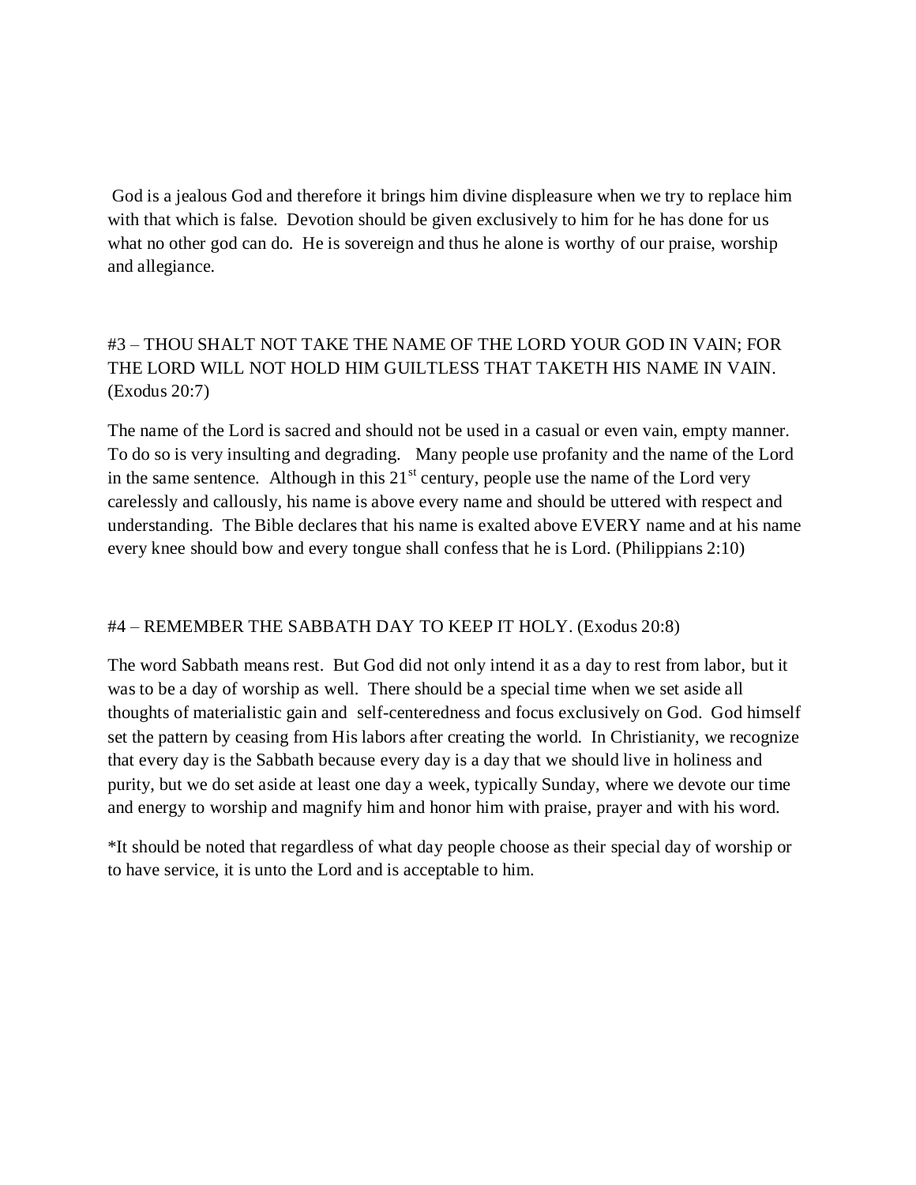God is a jealous God and therefore it brings him divine displeasure when we try to replace him with that which is false. Devotion should be given exclusively to him for he has done for us what no other god can do. He is sovereign and thus he alone is worthy of our praise, worship and allegiance.

#3 – THOU SHALT NOT TAKE THE NAME OF THE LORD YOUR GOD IN VAIN; FOR THE LORD WILL NOT HOLD HIM GUILTLESS THAT TAKETH HIS NAME IN VAIN. (Exodus 20:7)

The name of the Lord is sacred and should not be used in a casual or even vain, empty manner. To do so is very insulting and degrading. Many people use profanity and the name of the Lord in the same sentence. Although in this 21st century, people use the name of the Lord very carelessly and callously, his name is above every name and should be uttered with respect and understanding. The Bible declares that his name is exalted above EVERY name and at his name every knee should bow and every tongue shall confess that he is Lord. (Philippians 2:10)

#4 – REMEMBER THE SABBATH DAY TO KEEP IT HOLY. (Exodus 20:8)

The word Sabbath means rest. But God did not only intend it as a day to rest from labor, but it was to be a day of worship as well. There should be a special time when we set aside all thoughts of materialistic gain and self-centeredness and focus exclusively on God. God himself set the pattern by ceasing from His labors after creating the world. In Christianity, we recognize that every day is the Sabbath because every day is a day that we should live in holiness and purity, but we do set aside at least one day a week, typically Sunday, where we devote our time and energy to worship and magnify him and honor him with praise, prayer and with his word.

*It should be noted that regardless of what day people choose as their special day of worship or to have service, it is unto the Lord and is acceptable to him.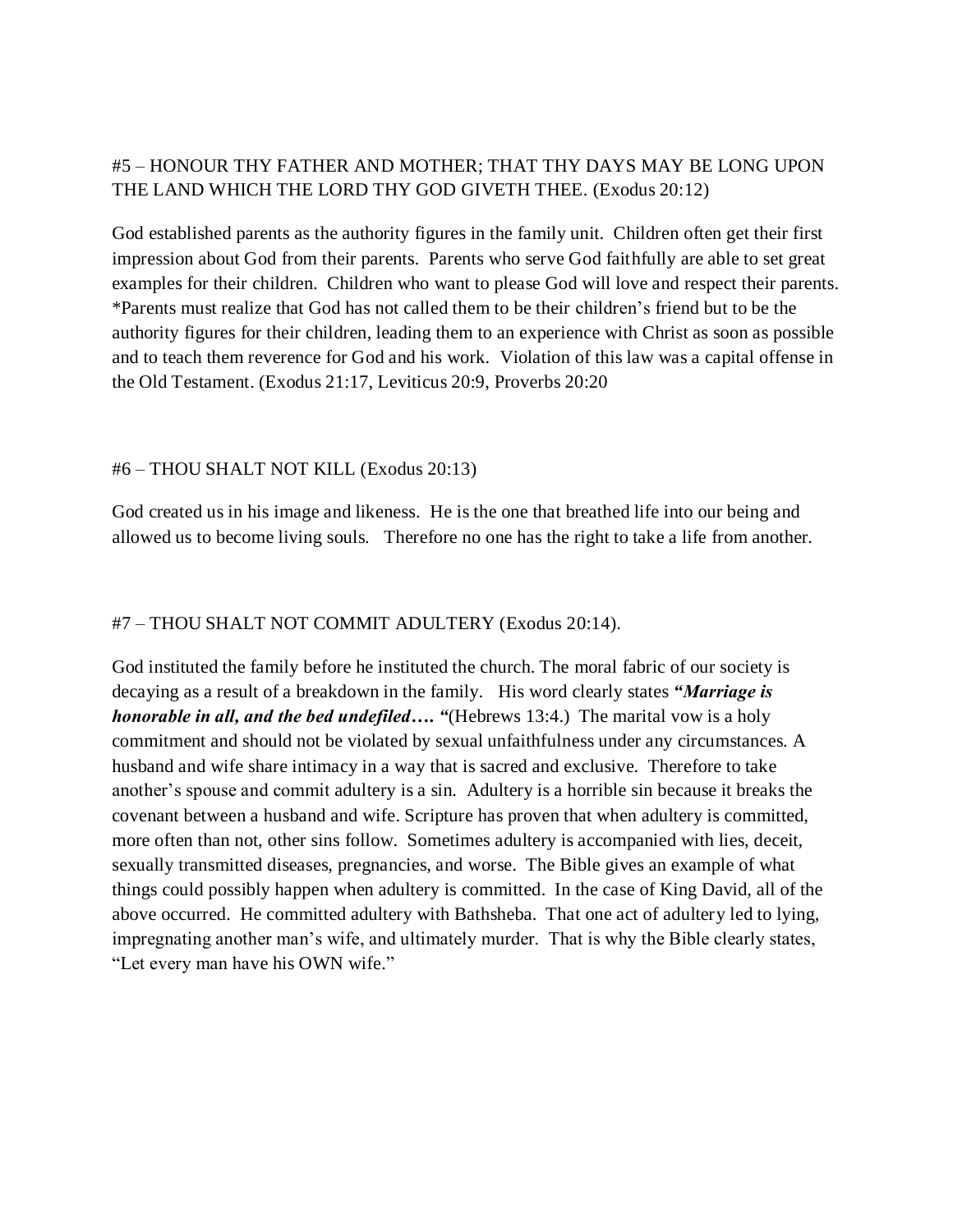#5 – HONOUR THY FATHER AND MOTHER; THAT THY DAYS MAY BE LONG UPON THE LAND WHICH THE LORD THY GOD GIVETH THEE. (Exodus 20:12)

God established parents as the authority figures in the family unit. Children often get their first impression about God from their parents. Parents who serve God faithfully are able to set great examples for their children. Children who want to please God will love and respect their parents. *Parents must realize that God has not called them to be their children's friend but to be the authority figures for their children, leading them to an experience with Christ as soon as possible and to teach them reverence for God and his work. Violation of this law was a capital offense in the Old Testament. (Exodus 21:17, Leviticus 20:9, Proverbs 20:20

#6 – THOU SHALT NOT KILL (Exodus 20:13)

God created us in his image and likeness. He is the one that breathed life into our being and allowed us to become living souls. Therefore no one has the right to take a life from another.

#7 – THOU SHALT NOT COMMIT ADULTERY (Exodus 20:14).

God instituted the family before he instituted the church. The moral fabric of our society is decaying as a result of a breakdown in the family. His word clearly states ***"Marriage is honorable in all, and the bed undefiled…. "***(Hebrews 13:4.) The marital vow is a holy commitment and should not be violated by sexual unfaithfulness under any circumstances. A husband and wife share intimacy in a way that is sacred and exclusive. Therefore to take another's spouse and commit adultery is a sin. Adultery is a horrible sin because it breaks the covenant between a husband and wife. Scripture has proven that when adultery is committed, more often than not, other sins follow. Sometimes adultery is accompanied with lies, deceit, sexually transmitted diseases, pregnancies, and worse. The Bible gives an example of what things could possibly happen when adultery is committed. In the case of King David, all of the above occurred. He committed adultery with Bathsheba. That one act of adultery led to lying, impregnating another man's wife, and ultimately murder. That is why the Bible clearly states, "Let every man have his OWN wife."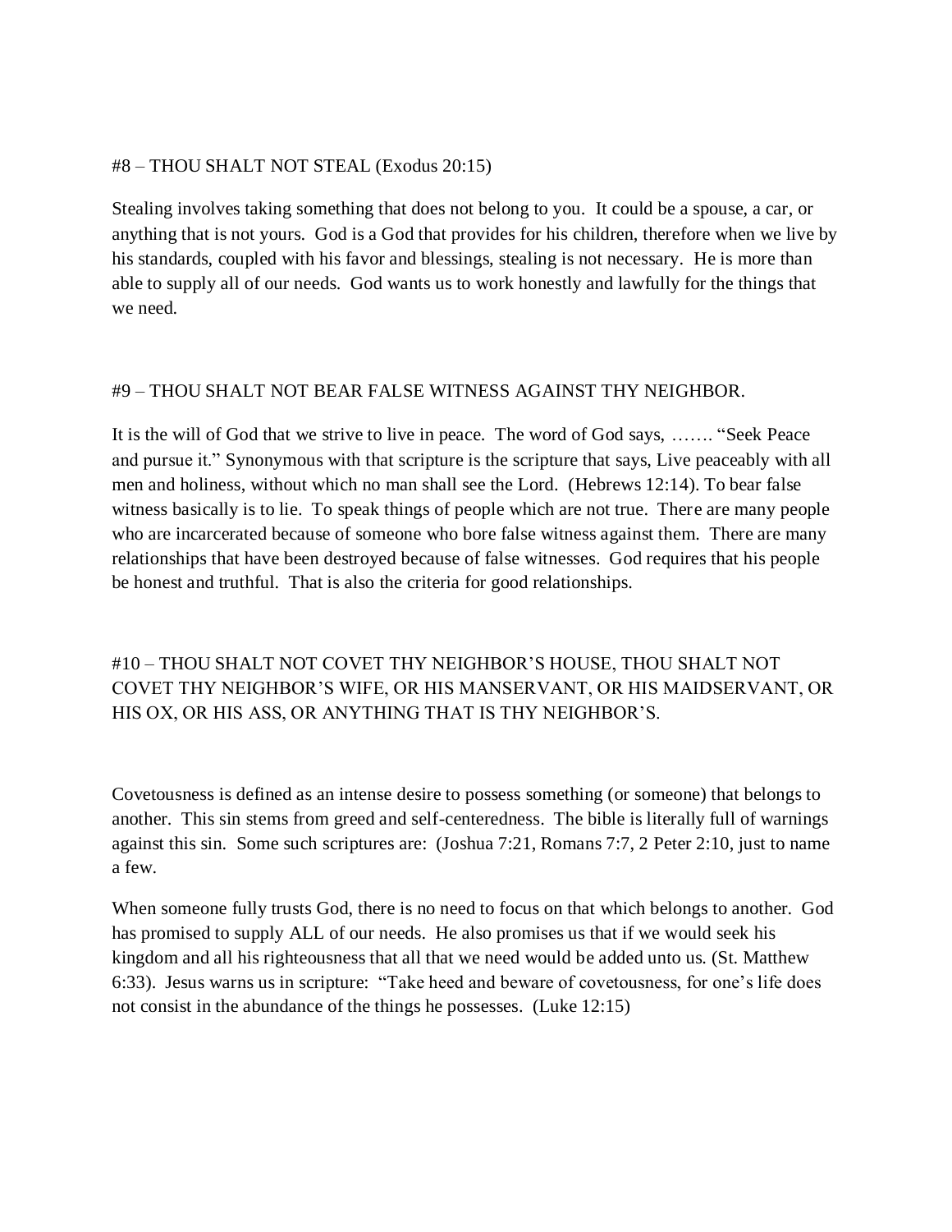#8 – THOU SHALT NOT STEAL (Exodus 20:15)

Stealing involves taking something that does not belong to you. It could be a spouse, a car, or anything that is not yours. God is a God that provides for his children, therefore when we live by his standards, coupled with his favor and blessings, stealing is not necessary. He is more than able to supply all of our needs. God wants us to work honestly and lawfully for the things that we need.

#9 – THOU SHALT NOT BEAR FALSE WITNESS AGAINST THY NEIGHBOR.

It is the will of God that we strive to live in peace. The word of God says, ……. "Seek Peace and pursue it." Synonymous with that scripture is the scripture that says, Live peaceably with all men and holiness, without which no man shall see the Lord. (Hebrews 12:14). To bear false witness basically is to lie. To speak things of people which are not true. There are many people who are incarcerated because of someone who bore false witness against them. There are many relationships that have been destroyed because of false witnesses. God requires that his people be honest and truthful. That is also the criteria for good relationships.

#10 – THOU SHALT NOT COVET THY NEIGHBOR'S HOUSE, THOU SHALT NOT COVET THY NEIGHBOR'S WIFE, OR HIS MANSERVANT, OR HIS MAIDSERVANT, OR HIS OX, OR HIS ASS, OR ANYTHING THAT IS THY NEIGHBOR'S.

Covetousness is defined as an intense desire to possess something (or someone) that belongs to another. This sin stems from greed and self-centeredness. The bible is literally full of warnings against this sin. Some such scriptures are: (Joshua 7:21, Romans 7:7, 2 Peter 2:10, just to name a few.

When someone fully trusts God, there is no need to focus on that which belongs to another. God has promised to supply ALL of our needs. He also promises us that if we would seek his kingdom and all his righteousness that all that we need would be added unto us. (St. Matthew 6:33). Jesus warns us in scripture: "Take heed and beware of covetousness, for one's life does not consist in the abundance of the things he possesses. (Luke 12:15)